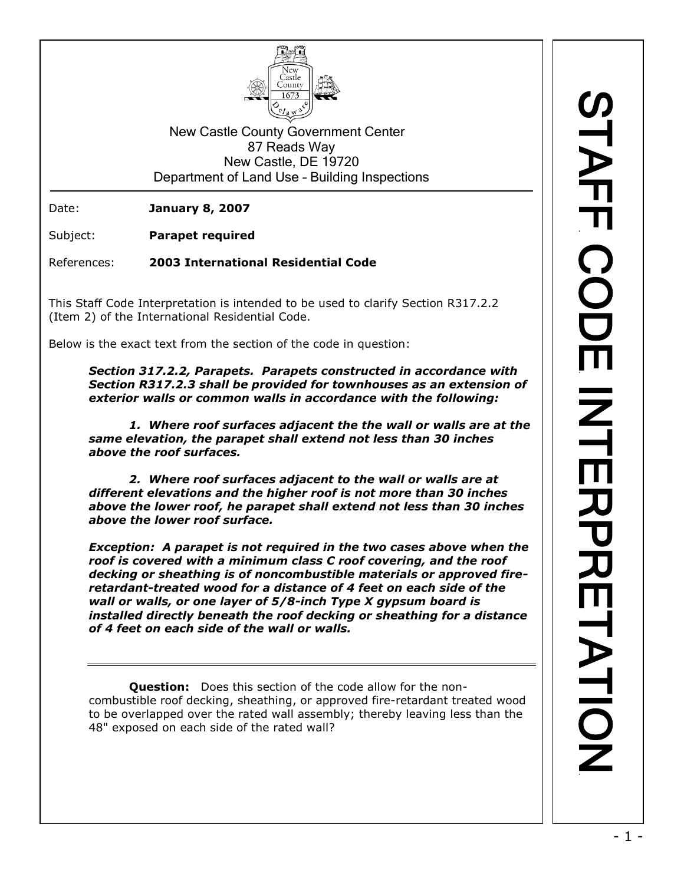New Castle County Government Center
87 Reads Way
New Castle, DE 19720
Department of Land Use – Building Inspections

# STAFF CODE INTERPRETATION

Date: **January 8, 2007**

Subject: **Parapet required**

References: **2003 International Residential Code**

This Staff Code Interpretation is intended to be used to clarify Section R317.2.2 (Item 2) of the International Residential Code.

Below is the exact text from the section of the code in question:

> ***Section 317.2.2, Parapets. Parapets constructed in accordance with Section R317.2.3 shall be provided for townhouses as an extension of exterior walls or common walls in accordance with the following:***
>
> ***1. Where roof surfaces adjacent the the wall or walls are at the same elevation, the parapet shall extend not less than 30 inches above the roof surfaces.***
>
> ***2. Where roof surfaces adjacent to the wall or walls are at different elevations and the higher roof is not more than 30 inches above the lower roof, he parapet shall extend not less than 30 inches above the lower roof surface.***
>
> ***Exception: A parapet is not required in the two cases above when the roof is covered with a minimum class C roof covering, and the roof decking or sheathing is of noncombustible materials or approved fire-retardant-treated wood for a distance of 4 feet on each side of the wall or walls, or one layer of 5/8-inch Type X gypsum board is installed directly beneath the roof decking or sheathing for a distance of 4 feet on each side of the wall or walls.***

---

**Question:** Does this section of the code allow for the non-combustible roof decking, sheathing, or approved fire-retardant treated wood to be overlapped over the rated wall assembly; thereby leaving less than the 48" exposed on each side of the rated wall?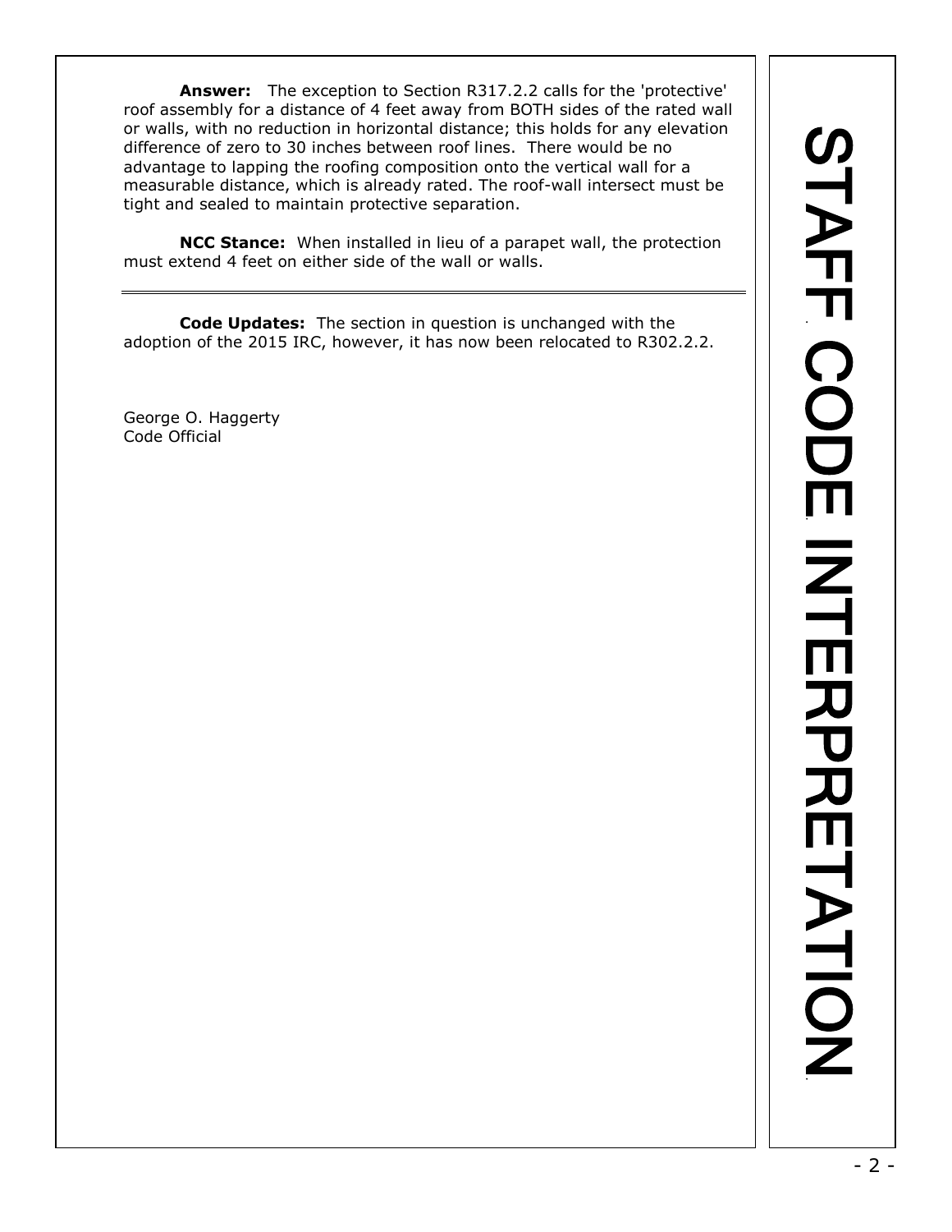**Answer:** The exception to Section R317.2.2 calls for the 'protective' roof assembly for a distance of 4 feet away from BOTH sides of the rated wall or walls, with no reduction in horizontal distance; this holds for any elevation difference of zero to 30 inches between roof lines. There would be no advantage to lapping the roofing composition onto the vertical wall for a measurable distance, which is already rated. The roof-wall intersect must be tight and sealed to maintain protective separation.

**NCC Stance:** When installed in lieu of a parapet wall, the protection must extend 4 feet on either side of the wall or walls.

---

**Code Updates:** The section in question is unchanged with the adoption of the 2015 IRC, however, it has now been relocated to R302.2.2.

George O. Haggerty
Code Official

STAFF CODE INTERPRETATION